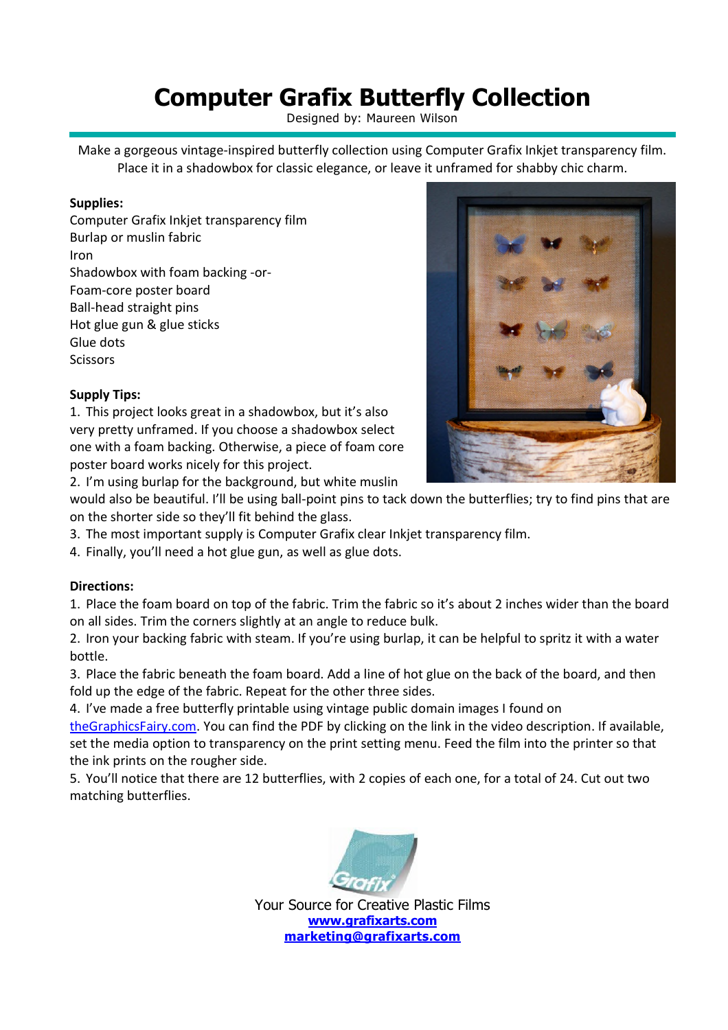# Computer Grafix Butterfly Collection

Designed by: Maureen Wilson

Make a gorgeous vintage-inspired butterfly collection using Computer Grafix Inkjet transparency film. Place it in a shadowbox for classic elegance, or leave it unframed for shabby chic charm.

**Supplies:**

Computer Grafix Inkjet transparency film
Burlap or muslin fabric
Iron
Shadowbox with foam backing -or-
Foam-core poster board
Ball-head straight pins
Hot glue gun & glue sticks
Glue dots
Scissors

**Supply Tips:**

1. This project looks great in a shadowbox, but it's also very pretty unframed. If you choose a shadowbox select one with a foam backing. Otherwise, a piece of foam core poster board works nicely for this project.
2. I'm using burlap for the background, but white muslin would also be beautiful. I'll be using ball-point pins to tack down the butterflies; try to find pins that are on the shorter side so they'll fit behind the glass.
3. The most important supply is Computer Grafix clear Inkjet transparency film.
4. Finally, you'll need a hot glue gun, as well as glue dots.

**Directions:**

1. Place the foam board on top of the fabric. Trim the fabric so it's about 2 inches wider than the board on all sides. Trim the corners slightly at an angle to reduce bulk.
2. Iron your backing fabric with steam. If you're using burlap, it can be helpful to spritz it with a water bottle.
3. Place the fabric beneath the foam board. Add a line of hot glue on the back of the board, and then fold up the edge of the fabric. Repeat for the other three sides.
4. I've made a free butterfly printable using vintage public domain images I found on theGraphicsFairy.com. You can find the PDF by clicking on the link in the video description. If available, set the media option to transparency on the print setting menu. Feed the film into the printer so that the ink prints on the rougher side.
5. You'll notice that there are 12 butterflies, with 2 copies of each one, for a total of 24. Cut out two matching butterflies.

Your Source for Creative Plastic Films
**www.grafixarts.com**
**marketing@grafixarts.com**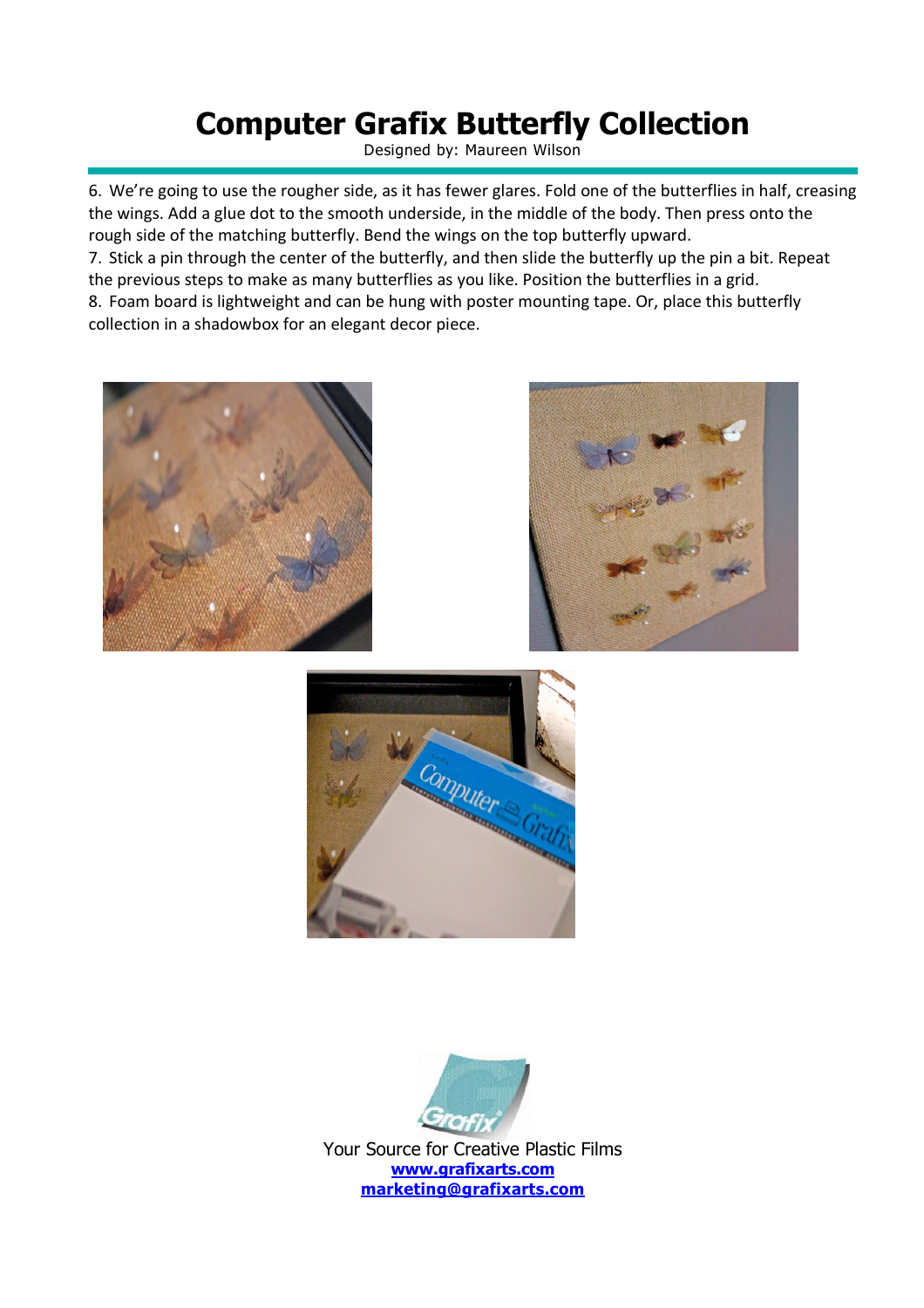# Computer Grafix Butterfly Collection

Designed by: Maureen Wilson

6. We're going to use the rougher side, as it has fewer glares. Fold one of the butterflies in half, creasing the wings. Add a glue dot to the smooth underside, in the middle of the body. Then press onto the rough side of the matching butterfly. Bend the wings on the top butterfly upward.
7. Stick a pin through the center of the butterfly, and then slide the butterfly up the pin a bit. Repeat the previous steps to make as many butterflies as you like. Position the butterflies in a grid.
8. Foam board is lightweight and can be hung with poster mounting tape. Or, place this butterfly collection in a shadowbox for an elegant decor piece.

Your Source for Creative Plastic Films
**www.grafixarts.com**
**marketing@grafixarts.com**